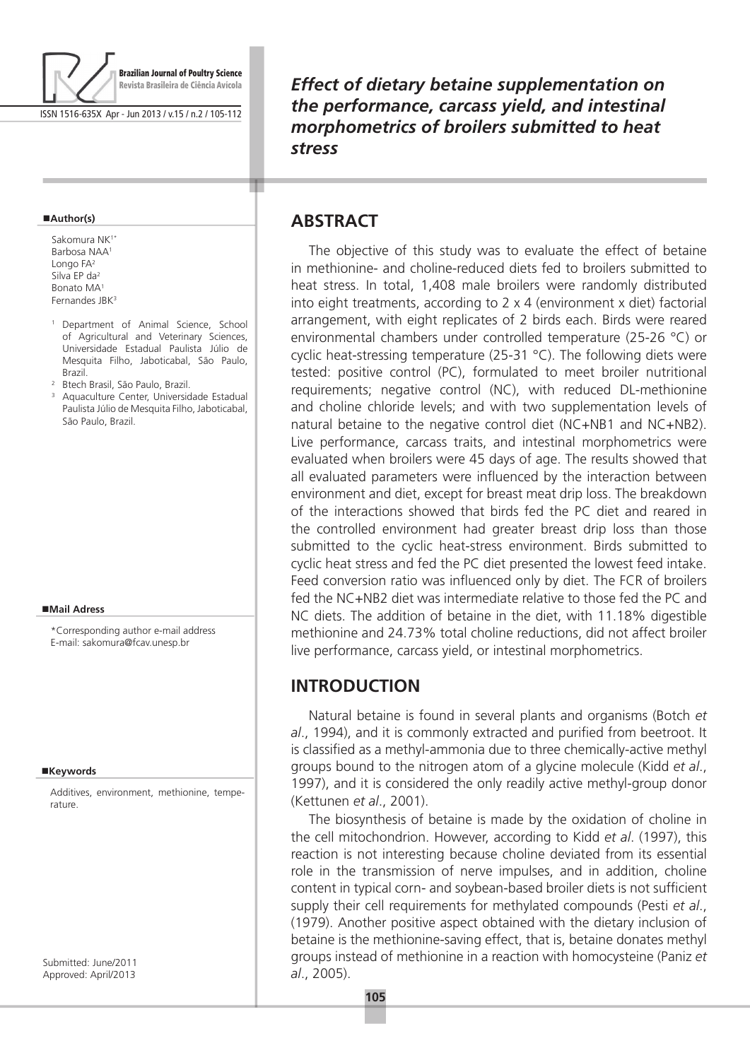# Effect of dietary betaine supplementation on the performance, carcass yield, and intestinal morphometrics of broilers submitted to heat stress

**Author(s)**

Sakomura NK[1*]
Barbosa NAA[1]
Longo FA[2]
Silva EP da[2]
Bonato MA[1]
Fernandes JBK[3]

[1] Department of Animal Science, School of Agricultural and Veterinary Sciences, Universidade Estadual Paulista Júlio de Mesquita Filho, Jaboticabal, São Paulo, Brazil.
[2] Btech Brasil, São Paulo, Brazil.
[3] Aquaculture Center, Universidade Estadual Paulista Júlio de Mesquita Filho, Jaboticabal, São Paulo, Brazil.

**Mail Adress**

*Corresponding author e-mail address
E-mail: sakomura@fcav.unesp.br

**Keywords**

Additives, environment, methionine, temperature.

Submitted: June/2011
Approved: April/2013

## ABSTRACT

The objective of this study was to evaluate the effect of betaine in methionine- and choline-reduced diets fed to broilers submitted to heat stress. In total, 1,408 male broilers were randomly distributed into eight treatments, according to 2 x 4 (environment x diet) factorial arrangement, with eight replicates of 2 birds each. Birds were reared environmental chambers under controlled temperature (25-26 °C) or cyclic heat-stressing temperature (25-31 °C). The following diets were tested: positive control (PC), formulated to meet broiler nutritional requirements; negative control (NC), with reduced DL-methionine and choline chloride levels; and with two supplementation levels of natural betaine to the negative control diet (NC+NB1 and NC+NB2). Live performance, carcass traits, and intestinal morphometrics were evaluated when broilers were 45 days of age. The results showed that all evaluated parameters were influenced by the interaction between environment and diet, except for breast meat drip loss. The breakdown of the interactions showed that birds fed the PC diet and reared in the controlled environment had greater breast drip loss than those submitted to the cyclic heat-stress environment. Birds submitted to cyclic heat stress and fed the PC diet presented the lowest feed intake. Feed conversion ratio was influenced only by diet. The FCR of broilers fed the NC+NB2 diet was intermediate relative to those fed the PC and NC diets. The addition of betaine in the diet, with 11.18% digestible methionine and 24.73% total choline reductions, did not affect broiler live performance, carcass yield, or intestinal morphometrics.

## INTRODUCTION

Natural betaine is found in several plants and organisms (Botch *et al*., 1994), and it is commonly extracted and purified from beetroot. It is classified as a methyl-ammonia due to three chemically-active methyl groups bound to the nitrogen atom of a glycine molecule (Kidd *et al*., 1997), and it is considered the only readily active methyl-group donor (Kettunen *et al*., 2001).

The biosynthesis of betaine is made by the oxidation of choline in the cell mitochondrion. However, according to Kidd *et al*. (1997), this reaction is not interesting because choline deviated from its essential role in the transmission of nerve impulses, and in addition, choline content in typical corn- and soybean-based broiler diets is not sufficient supply their cell requirements for methylated compounds (Pesti *et al*., (1979). Another positive aspect obtained with the dietary inclusion of betaine is the methionine-saving effect, that is, betaine donates methyl groups instead of methionine in a reaction with homocysteine (Paniz *et al*., 2005).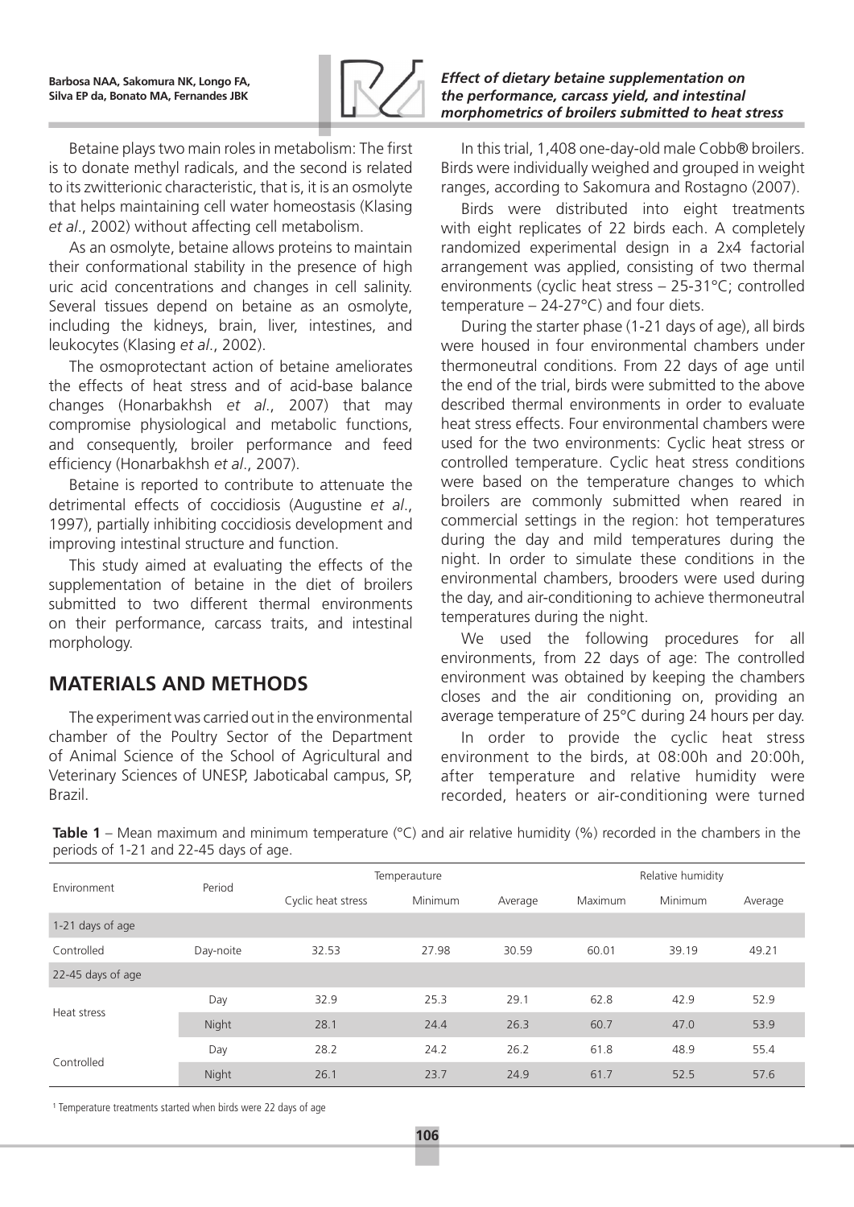Betaine plays two main roles in metabolism: The first is to donate methyl radicals, and the second is related to its zwitterionic characteristic, that is, it is an osmolyte that helps maintaining cell water homeostasis (Klasing *et al*., 2002) without affecting cell metabolism.

As an osmolyte, betaine allows proteins to maintain their conformational stability in the presence of high uric acid concentrations and changes in cell salinity. Several tissues depend on betaine as an osmolyte, including the kidneys, brain, liver, intestines, and leukocytes (Klasing *et al*., 2002).

The osmoprotectant action of betaine ameliorates the effects of heat stress and of acid-base balance changes (Honarbakhsh *et al*., 2007) that may compromise physiological and metabolic functions, and consequently, broiler performance and feed efficiency (Honarbakhsh *et al*., 2007).

Betaine is reported to contribute to attenuate the detrimental effects of coccidiosis (Augustine *et al*., 1997), partially inhibiting coccidiosis development and improving intestinal structure and function.

This study aimed at evaluating the effects of the supplementation of betaine in the diet of broilers submitted to two different thermal environments on their performance, carcass traits, and intestinal morphology.

## MATERIALS AND METHODS

The experiment was carried out in the environmental chamber of the Poultry Sector of the Department of Animal Science of the School of Agricultural and Veterinary Sciences of UNESP, Jaboticabal campus, SP, Brazil.

In this trial, 1,408 one-day-old male Cobb® broilers. Birds were individually weighed and grouped in weight ranges, according to Sakomura and Rostagno (2007).

Birds were distributed into eight treatments with eight replicates of 22 birds each. A completely randomized experimental design in a 2x4 factorial arrangement was applied, consisting of two thermal environments (cyclic heat stress – 25-31°C; controlled temperature – 24-27°C) and four diets.

During the starter phase (1-21 days of age), all birds were housed in four environmental chambers under thermoneutral conditions. From 22 days of age until the end of the trial, birds were submitted to the above described thermal environments in order to evaluate heat stress effects. Four environmental chambers were used for the two environments: Cyclic heat stress or controlled temperature. Cyclic heat stress conditions were based on the temperature changes to which broilers are commonly submitted when reared in commercial settings in the region: hot temperatures during the day and mild temperatures during the night. In order to simulate these conditions in the environmental chambers, brooders were used during the day, and air-conditioning to achieve thermoneutral temperatures during the night.

We used the following procedures for all environments, from 22 days of age: The controlled environment was obtained by keeping the chambers closes and the air conditioning on, providing an average temperature of 25°C during 24 hours per day.

In order to provide the cyclic heat stress environment to the birds, at 08:00h and 20:00h, after temperature and relative humidity were recorded, heaters or air-conditioning were turned

**Table 1** – Mean maximum and minimum temperature (°C) and air relative humidity (%) recorded in the chambers in the periods of 1-21 and 22-45 days of age.

| Environment | Period | Temperauture | | | Relative humidity | | |
|---|---|---|---|---|---|---|---|
| | | Cyclic heat stress | Minimum | Average | Maximum | Minimum | Average |
| 1-21 days of age | | | | | | | |
| Controlled | Day-noite | 32.53 | 27.98 | 30.59 | 60.01 | 39.19 | 49.21 |
| 22-45 days of age | | | | | | | |
| Heat stress | Day | 32.9 | 25.3 | 29.1 | 62.8 | 42.9 | 52.9 |
| | Night | 28.1 | 24.4 | 26.3 | 60.7 | 47.0 | 53.9 |
| Controlled | Day | 28.2 | 24.2 | 26.2 | 61.8 | 48.9 | 55.4 |
| | Night | 26.1 | 23.7 | 24.9 | 61.7 | 52.5 | 57.6 |

[1] Temperature treatments started when birds were 22 days of age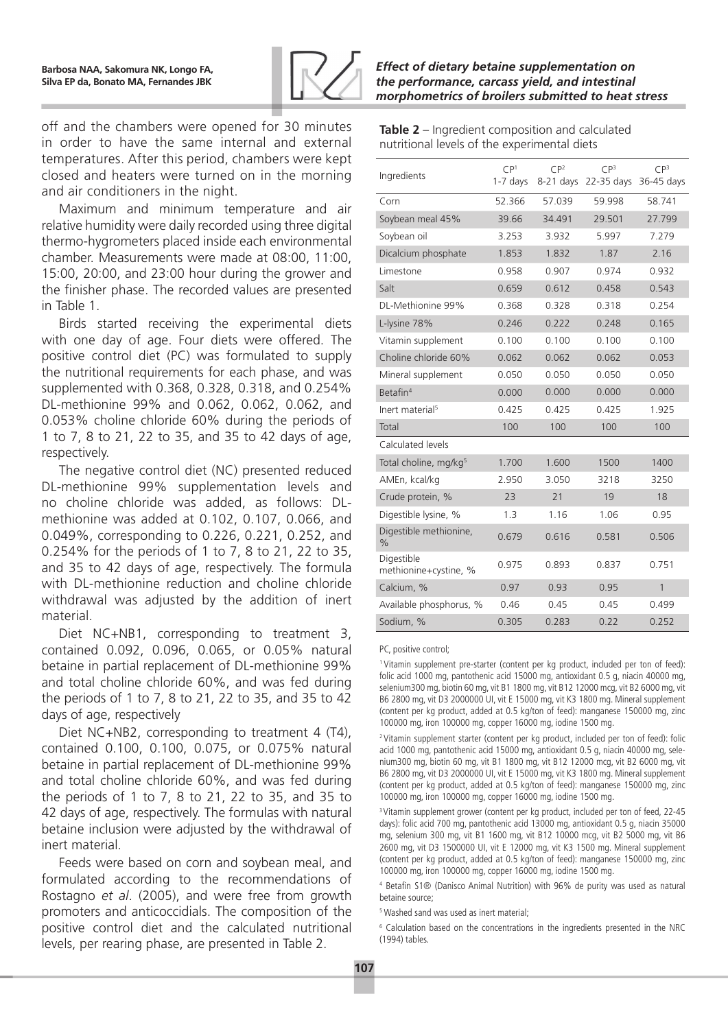off and the chambers were opened for 30 minutes in order to have the same internal and external temperatures. After this period, chambers were kept closed and heaters were turned on in the morning and air conditioners in the night.

Maximum and minimum temperature and air relative humidity were daily recorded using three digital thermo-hygrometers placed inside each environmental chamber. Measurements were made at 08:00, 11:00, 15:00, 20:00, and 23:00 hour during the grower and the finisher phase. The recorded values are presented in Table 1.

Birds started receiving the experimental diets with one day of age. Four diets were offered. The positive control diet (PC) was formulated to supply the nutritional requirements for each phase, and was supplemented with 0.368, 0.328, 0.318, and 0.254% DL-methionine 99% and 0.062, 0.062, 0.062, and 0.053% choline chloride 60% during the periods of 1 to 7, 8 to 21, 22 to 35, and 35 to 42 days of age, respectively.

The negative control diet (NC) presented reduced DL-methionine 99% supplementation levels and no choline chloride was added, as follows: DL-methionine was added at 0.102, 0.107, 0.066, and 0.049%, corresponding to 0.226, 0.221, 0.252, and 0.254% for the periods of 1 to 7, 8 to 21, 22 to 35, and 35 to 42 days of age, respectively. The formula with DL-methionine reduction and choline chloride withdrawal was adjusted by the addition of inert material.

Diet NC+NB1, corresponding to treatment 3, contained 0.092, 0.096, 0.065, or 0.05% natural betaine in partial replacement of DL-methionine 99% and total choline chloride 60%, and was fed during the periods of 1 to 7, 8 to 21, 22 to 35, and 35 to 42 days of age, respectively

Diet NC+NB2, corresponding to treatment 4 (T4), contained 0.100, 0.100, 0.075, or 0.075% natural betaine in partial replacement of DL-methionine 99% and total choline chloride 60%, and was fed during the periods of 1 to 7, 8 to 21, 22 to 35, and 35 to 42 days of age, respectively. The formulas with natural betaine inclusion were adjusted by the withdrawal of inert material.

Feeds were based on corn and soybean meal, and formulated according to the recommendations of Rostagno *et al*. (2005), and were free from growth promoters and anticoccidials. The composition of the positive control diet and the calculated nutritional levels, per rearing phase, are presented in Table 2.

**Table 2** – Ingredient composition and calculated nutritional levels of the experimental diets

| Ingredients | CP[1] 1-7 days | CP[2] 8-21 days | CP[3] 22-35 days | CP[3] 36-45 days |
|---|---|---|---|---|
| Corn | 52.366 | 57.039 | 59.998 | 58.741 |
| Soybean meal 45% | 39.66 | 34.491 | 29.501 | 27.799 |
| Soybean oil | 3.253 | 3.932 | 5.997 | 7.279 |
| Dicalcium phosphate | 1.853 | 1.832 | 1.87 | 2.16 |
| Limestone | 0.958 | 0.907 | 0.974 | 0.932 |
| Salt | 0.659 | 0.612 | 0.458 | 0.543 |
| DL-Methionine 99% | 0.368 | 0.328 | 0.318 | 0.254 |
| L-lysine 78% | 0.246 | 0.222 | 0.248 | 0.165 |
| Vitamin supplement | 0.100 | 0.100 | 0.100 | 0.100 |
| Choline chloride 60% | 0.062 | 0.062 | 0.062 | 0.053 |
| Mineral supplement | 0.050 | 0.050 | 0.050 | 0.050 |
| Betafin[4] | 0.000 | 0.000 | 0.000 | 0.000 |
| Inert material[5] | 0.425 | 0.425 | 0.425 | 1.925 |
| Total | 100 | 100 | 100 | 100 |
| Calculated levels | | | | |
| Total choline, mg/kg[5] | 1.700 | 1.600 | 1500 | 1400 |
| AMEn, kcal/kg | 2.950 | 3.050 | 3218 | 3250 |
| Crude protein, % | 23 | 21 | 19 | 18 |
| Digestible lysine, % | 1.3 | 1.16 | 1.06 | 0.95 |
| Digestible methionine, % | 0.679 | 0.616 | 0.581 | 0.506 |
| Digestible methionine+cystine, % | 0.975 | 0.893 | 0.837 | 0.751 |
| Calcium, % | 0.97 | 0.93 | 0.95 | 1 |
| Available phosphorus, % | 0.46 | 0.45 | 0.45 | 0.499 |
| Sodium, % | 0.305 | 0.283 | 0.22 | 0.252 |

PC, positive control;

[1] Vitamin supplement pre-starter (content per kg product, included per ton of feed): folic acid 1000 mg, pantothenic acid 15000 mg, antioxidant 0.5 g, niacin 40000 mg, selenium300 mg, biotin 60 mg, vit B1 1800 mg, vit B12 12000 mcg, vit B2 6000 mg, vit B6 2800 mg, vit D3 2000000 UI, vit E 15000 mg, vit K3 1800 mg. Mineral supplement (content per kg product, added at 0.5 kg/ton of feed): manganese 150000 mg, zinc 100000 mg, iron 100000 mg, copper 16000 mg, iodine 1500 mg.

[2] Vitamin supplement starter (content per kg product, included per ton of feed): folic acid 1000 mg, pantothenic acid 15000 mg, antioxidant 0.5 g, niacin 40000 mg, selenium300 mg, biotin 60 mg, vit B1 1800 mg, vit B12 12000 mcg, vit B2 6000 mg, vit B6 2800 mg, vit D3 2000000 UI, vit E 15000 mg, vit K3 1800 mg. Mineral supplement (content per kg product, added at 0.5 kg/ton of feed): manganese 150000 mg, zinc 100000 mg, iron 100000 mg, copper 16000 mg, iodine 1500 mg.

[3] Vitamin supplement grower (content per kg product, included per ton of feed, 22-45 days): folic acid 700 mg, pantothenic acid 13000 mg, antioxidant 0.5 g, niacin 35000 mg, selenium 300 mg, vit B1 1600 mg, vit B12 10000 mcg, vit B2 5000 mg, vit B6 2600 mg, vit D3 1500000 UI, vit E 12000 mg, vit K3 1500 mg. Mineral supplement (content per kg product, added at 0.5 kg/ton of feed): manganese 150000 mg, zinc 100000 mg, iron 100000 mg, copper 16000 mg, iodine 1500 mg.

[4] Betafin S1® (Danisco Animal Nutrition) with 96% de purity was used as natural betaine source;

[5] Washed sand was used as inert material;

[6] Calculation based on the concentrations in the ingredients presented in the NRC (1994) tables.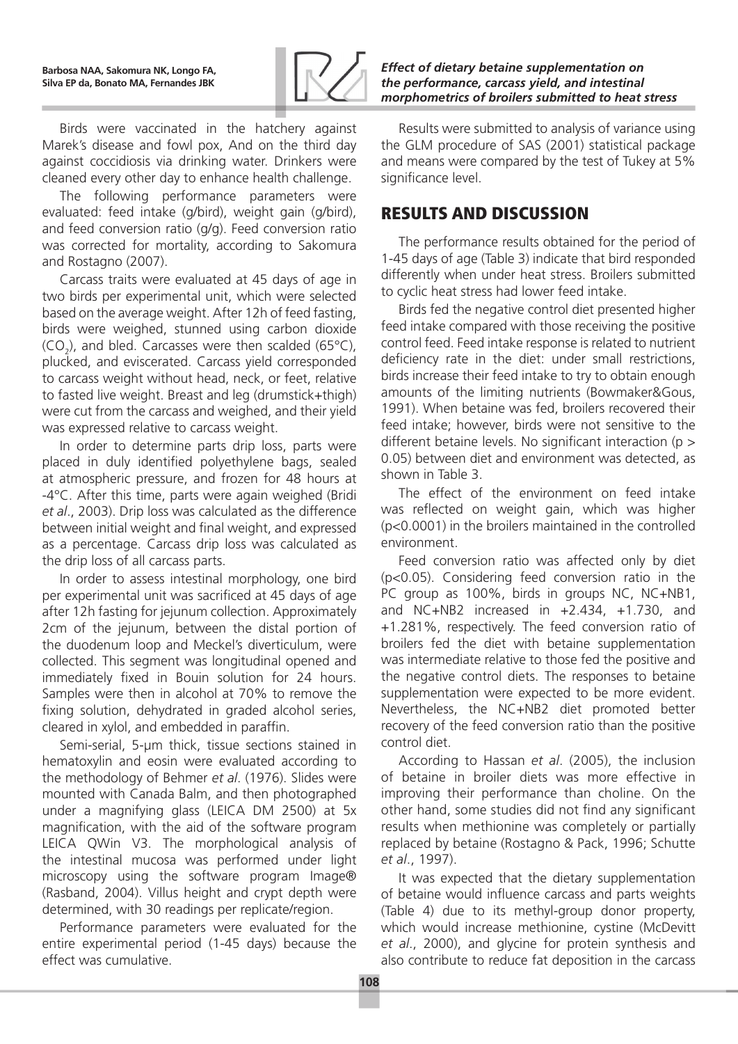Birds were vaccinated in the hatchery against Marek's disease and fowl pox, And on the third day against coccidiosis via drinking water. Drinkers were cleaned every other day to enhance health challenge.

The following performance parameters were evaluated: feed intake (g/bird), weight gain (g/bird), and feed conversion ratio (g/g). Feed conversion ratio was corrected for mortality, according to Sakomura and Rostagno (2007).

Carcass traits were evaluated at 45 days of age in two birds per experimental unit, which were selected based on the average weight. After 12h of feed fasting, birds were weighed, stunned using carbon dioxide ($CO_2$), and bled. Carcasses were then scalded (65°C), plucked, and eviscerated. Carcass yield corresponded to carcass weight without head, neck, or feet, relative to fasted live weight. Breast and leg (drumstick+thigh) were cut from the carcass and weighed, and their yield was expressed relative to carcass weight.

In order to determine parts drip loss, parts were placed in duly identified polyethylene bags, sealed at atmospheric pressure, and frozen for 48 hours at -4°C. After this time, parts were again weighed (Bridi *et al*., 2003). Drip loss was calculated as the difference between initial weight and final weight, and expressed as a percentage. Carcass drip loss was calculated as the drip loss of all carcass parts.

In order to assess intestinal morphology, one bird per experimental unit was sacrificed at 45 days of age after 12h fasting for jejunum collection. Approximately 2cm of the jejunum, between the distal portion of the duodenum loop and Meckel's diverticulum, were collected. This segment was longitudinal opened and immediately fixed in Bouin solution for 24 hours. Samples were then in alcohol at 70% to remove the fixing solution, dehydrated in graded alcohol series, cleared in xylol, and embedded in paraffin.

Semi-serial, 5-µm thick, tissue sections stained in hematoxylin and eosin were evaluated according to the methodology of Behmer *et al*. (1976). Slides were mounted with Canada Balm, and then photographed under a magnifying glass (LEICA DM 2500) at 5x magnification, with the aid of the software program LEICA QWin V3. The morphological analysis of the intestinal mucosa was performed under light microscopy using the software program Image® (Rasband, 2004). Villus height and crypt depth were determined, with 30 readings per replicate/region.

Performance parameters were evaluated for the entire experimental period (1-45 days) because the effect was cumulative.

Results were submitted to analysis of variance using the GLM procedure of SAS (2001) statistical package and means were compared by the test of Tukey at 5% significance level.

## RESULTS AND DISCUSSION

The performance results obtained for the period of 1-45 days of age (Table 3) indicate that bird responded differently when under heat stress. Broilers submitted to cyclic heat stress had lower feed intake.

Birds fed the negative control diet presented higher feed intake compared with those receiving the positive control feed. Feed intake response is related to nutrient deficiency rate in the diet: under small restrictions, birds increase their feed intake to try to obtain enough amounts of the limiting nutrients (Bowmaker&Gous, 1991). When betaine was fed, broilers recovered their feed intake; however, birds were not sensitive to the different betaine levels. No significant interaction ($p > 0.05$) between diet and environment was detected, as shown in Table 3.

The effect of the environment on feed intake was reflected on weight gain, which was higher ($p<0.0001$) in the broilers maintained in the controlled environment.

Feed conversion ratio was affected only by diet ($p<0.05$). Considering feed conversion ratio in the PC group as 100%, birds in groups NC, NC+NB1, and NC+NB2 increased in +2.434, +1.730, and +1.281%, respectively. The feed conversion ratio of broilers fed the diet with betaine supplementation was intermediate relative to those fed the positive and the negative control diets. The responses to betaine supplementation were expected to be more evident. Nevertheless, the NC+NB2 diet promoted better recovery of the feed conversion ratio than the positive control diet.

According to Hassan *et al*. (2005), the inclusion of betaine in broiler diets was more effective in improving their performance than choline. On the other hand, some studies did not find any significant results when methionine was completely or partially replaced by betaine (Rostagno & Pack, 1996; Schutte *et al*., 1997).

It was expected that the dietary supplementation of betaine would influence carcass and parts weights (Table 4) due to its methyl-group donor property, which would increase methionine, cystine (McDevitt *et al*., 2000), and glycine for protein synthesis and also contribute to reduce fat deposition in the carcass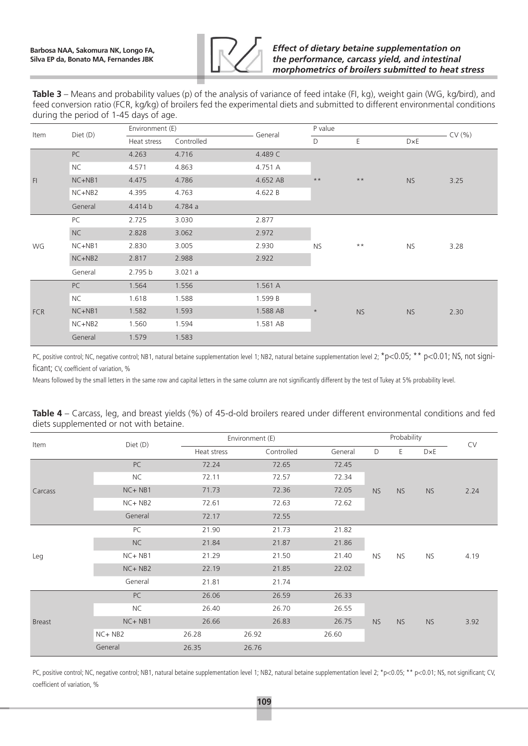**Table 3** – Means and probability values (p) of the analysis of variance of feed intake (FI, kg), weight gain (WG, kg/bird), and feed conversion ratio (FCR, kg/kg) of broilers fed the experimental diets and submitted to different environmental conditions during the period of 1-45 days of age.

| Item | Diet (D) | Environment (E) | | General | P value | | | CV (%) |
|---|---|---|---|---|---|---|---|---|
| | | Heat stress | Controlled | | D | E | D×E | |
| FI | PC | 4.263 | 4.716 | 4.489 C | ** | ** | NS | 3.25 |
| | NC | 4.571 | 4.863 | 4.751 A | | | | |
| | NC+NB1 | 4.475 | 4.786 | 4.652 AB | | | | |
| | NC+NB2 | 4.395 | 4.763 | 4.622 B | | | | |
| | General | 4.414 b | 4.784 a | | | | | |
| WG | PC | 2.725 | 3.030 | 2.877 | NS | ** | NS | 3.28 |
| | NC | 2.828 | 3.062 | 2.972 | | | | |
| | NC+NB1 | 2.830 | 3.005 | 2.930 | | | | |
| | NC+NB2 | 2.817 | 2.988 | 2.922 | | | | |
| | General | 2.795 b | 3.021 a | | | | | |
| FCR | PC | 1.564 | 1.556 | 1.561 A | * | NS | NS | 2.30 |
| | NC | 1.618 | 1.588 | 1.599 B | | | | |
| | NC+NB1 | 1.582 | 1.593 | 1.588 AB | | | | |
| | NC+NB2 | 1.560 | 1.594 | 1.581 AB | | | | |
| | General | 1.579 | 1.583 | | | | | |

PC, positive control; NC, negative control; NB1, natural betaine supplementation level 1; NB2, natural betaine supplementation level 2; *$p<0.05$; ** $p<0.01$; NS, not significant; CV, coefficient of variation, %

Means followed by the small letters in the same row and capital letters in the same column are not significantly different by the test of Tukey at 5% probability level.

**Table 4** – Carcass, leg, and breast yields (%) of 45-d-old broilers reared under different environmental conditions and fed diets supplemented or not with betaine.

| Item | Diet (D) | Environment (E) | | | Probability | | | CV |
|---|---|---|---|---|---|---|---|---|
| | | Heat stress | Controlled | General | D | E | D×E | |
| Carcass | PC | 72.24 | 72.65 | 72.45 | NS | NS | NS | 2.24 |
| | NC | 72.11 | 72.57 | 72.34 | | | | |
| | NC+ NB1 | 71.73 | 72.36 | 72.05 | | | | |
| | NC+ NB2 | 72.61 | 72.63 | 72.62 | | | | |
| | General | 72.17 | 72.55 | | | | | |
| Leg | PC | 21.90 | 21.73 | 21.82 | NS | NS | NS | 4.19 |
| | NC | 21.84 | 21.87 | 21.86 | | | | |
| | NC+ NB1 | 21.29 | 21.50 | 21.40 | | | | |
| | NC+ NB2 | 22.19 | 21.85 | 22.02 | | | | |
| | General | 21.81 | 21.74 | | | | | |
| Breast | PC | 26.06 | 26.59 | 26.33 | NS | NS | NS | 3.92 |
| | NC | 26.40 | 26.70 | 26.55 | | | | |
| | NC+ NB1 | 26.66 | 26.83 | 26.75 | | | | |
| | NC+ NB2 | 26.28 | 26.92 | 26.60 | | | | |
| | General | 26.35 | 26.76 | | | | | |

PC, positive control; NC, negative control; NB1, natural betaine supplementation level 1; NB2, natural betaine supplementation level 2; *$p<0.05$; ** $p<0.01$; NS, not significant; CV, coefficient of variation, %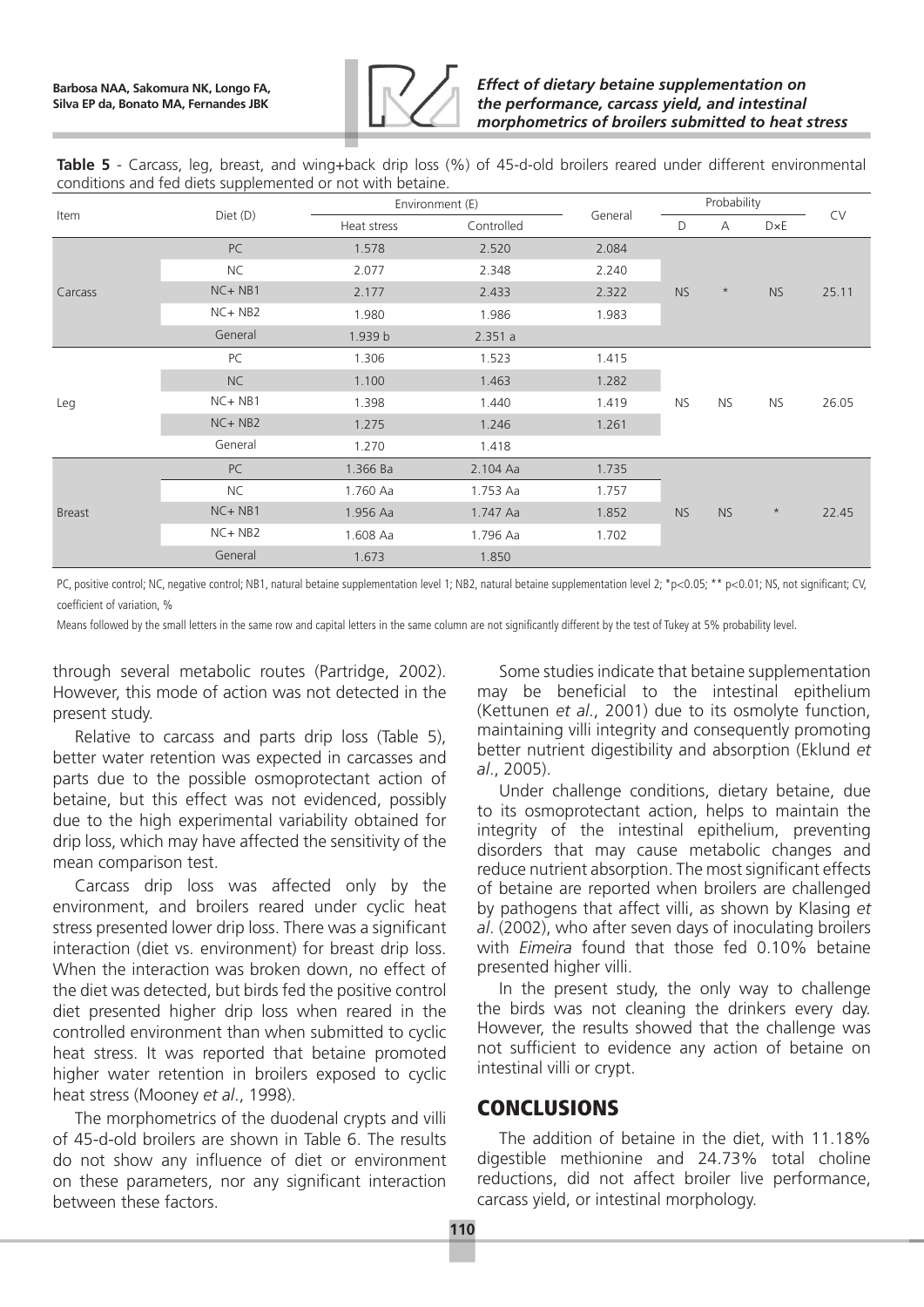**Table 5** - Carcass, leg, breast, and wing+back drip loss (%) of 45-d-old broilers reared under different environmental conditions and fed diets supplemented or not with betaine.

| Item | Diet (D) | Environment (E) | | General | Probability | | | CV |
|---|---|---|---|---|---|---|---|---|
| | | Heat stress | Controlled | | D | A | D×E | |
| Carcass | PC | 1.578 | 2.520 | 2.084 | NS | * | NS | 25.11 |
| | NC | 2.077 | 2.348 | 2.240 | | | | |
| | NC+ NB1 | 2.177 | 2.433 | 2.322 | | | | |
| | NC+ NB2 | 1.980 | 1.986 | 1.983 | | | | |
| | General | 1.939 b | 2.351 a | | | | | |
| Leg | PC | 1.306 | 1.523 | 1.415 | NS | NS | NS | 26.05 |
| | NC | 1.100 | 1.463 | 1.282 | | | | |
| | NC+ NB1 | 1.398 | 1.440 | 1.419 | | | | |
| | NC+ NB2 | 1.275 | 1.246 | 1.261 | | | | |
| | General | 1.270 | 1.418 | | | | | |
| Breast | PC | 1.366 Ba | 2.104 Aa | 1.735 | NS | NS | * | 22.45 |
| | NC | 1.760 Aa | 1.753 Aa | 1.757 | | | | |
| | NC+ NB1 | 1.956 Aa | 1.747 Aa | 1.852 | | | | |
| | NC+ NB2 | 1.608 Aa | 1.796 Aa | 1.702 | | | | |
| | General | 1.673 | 1.850 | | | | | |

PC, positive control; NC, negative control; NB1, natural betaine supplementation level 1; NB2, natural betaine supplementation level 2; *p<0.05; ** p<0.01; NS, not significant; CV, coefficient of variation, %

Means followed by the small letters in the same row and capital letters in the same column are not significantly different by the test of Tukey at 5% probability level.

through several metabolic routes (Partridge, 2002). However, this mode of action was not detected in the present study.

Relative to carcass and parts drip loss (Table 5), better water retention was expected in carcasses and parts due to the possible osmoprotectant action of betaine, but this effect was not evidenced, possibly due to the high experimental variability obtained for drip loss, which may have affected the sensitivity of the mean comparison test.

Carcass drip loss was affected only by the environment, and broilers reared under cyclic heat stress presented lower drip loss. There was a significant interaction (diet vs. environment) for breast drip loss. When the interaction was broken down, no effect of the diet was detected, but birds fed the positive control diet presented higher drip loss when reared in the controlled environment than when submitted to cyclic heat stress. It was reported that betaine promoted higher water retention in broilers exposed to cyclic heat stress (Mooney *et al*., 1998).

The morphometrics of the duodenal crypts and villi of 45-d-old broilers are shown in Table 6. The results do not show any influence of diet or environment on these parameters, nor any significant interaction between these factors.

Some studies indicate that betaine supplementation may be beneficial to the intestinal epithelium (Kettunen *et al*., 2001) due to its osmolyte function, maintaining villi integrity and consequently promoting better nutrient digestibility and absorption (Eklund *et al*., 2005).

Under challenge conditions, dietary betaine, due to its osmoprotectant action, helps to maintain the integrity of the intestinal epithelium, preventing disorders that may cause metabolic changes and reduce nutrient absorption. The most significant effects of betaine are reported when broilers are challenged by pathogens that affect villi, as shown by Klasing *et al*. (2002), who after seven days of inoculating broilers with *Eimeira* found that those fed 0.10% betaine presented higher villi.

In the present study, the only way to challenge the birds was not cleaning the drinkers every day. However, the results showed that the challenge was not sufficient to evidence any action of betaine on intestinal villi or crypt.

## CONCLUSIONS

The addition of betaine in the diet, with 11.18% digestible methionine and 24.73% total choline reductions, did not affect broiler live performance, carcass yield, or intestinal morphology.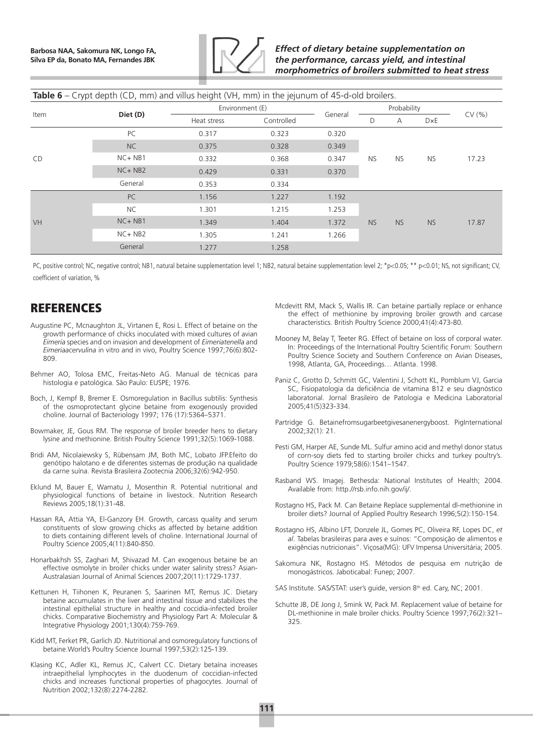**Table 6** – Crypt depth (CD, mm) and villus height (VH, mm) in the jejunum of 45-d-old broilers.

| Item | Diet (D) | Environment (E) | | General | Probability | | | CV (%) |
|---|---|---|---|---|---|---|---|---|
| | | Heat stress | Controlled | | D | A | D×E | |
| CD | PC | 0.317 | 0.323 | 0.320 | NS | NS | NS | 17.23 |
| | NC | 0.375 | 0.328 | 0.349 | | | | |
| | NC+ NB1 | 0.332 | 0.368 | 0.347 | | | | |
| | NC+ NB2 | 0.429 | 0.331 | 0.370 | | | | |
| | General | 0.353 | 0.334 | | | | | |
| VH | PC | 1.156 | 1.227 | 1.192 | NS | NS | NS | 17.87 |
| | NC | 1.301 | 1.215 | 1.253 | | | | |
| | NC+ NB1 | 1.349 | 1.404 | 1.372 | | | | |
| | NC+ NB2 | 1.305 | 1.241 | 1.266 | | | | |
| | General | 1.277 | 1.258 | | | | | |

PC, positive control; NC, negative control; NB1, natural betaine supplementation level 1; NB2, natural betaine supplementation level 2; *p<0.05; ** p<0.01; NS, not significant; CV, coefficient of variation, %

## REFERENCES

Augustine PC, Mcnaughton JL, Virtanen E, Rosi L. Effect of betaine on the growth performance of chicks inoculated with mixed cultures of avian *Eimeria* species and on invasion and development of *Eimeriatenella* and *Eimeriaacervulina* in vitro and in vivo, Poultry Science 1997;76(6):802-809.

Behmer AO, Tolosa EMC, Freitas-Neto AG. Manual de técnicas para histologia e patológica. São Paulo: EUSPE; 1976.

Boch, J, Kempf B, Bremer E. Osmoregulation in Bacillus subtilis: Synthesis of the osmoprotectant glycine betaine from exogenously provided choline. Journal of Bacteriology 1997; 176 (17):5364–5371.

Bowmaker, JE, Gous RM. The response of broiler breeder hens to dietary lysine and methionine. British Poultry Science 1991;32(5):1069-1088.

Bridi AM, Nicolaiewsky S, Rübensam JM, Both MC, Lobato JFP.Efeito do genótipo halotano e de diferentes sistemas de produção na qualidade da carne suína. Revista Brasileira Zootecnia 2006;32(6):942-950.

Eklund M, Bauer E, Wamatu J, Mosenthin R. Potential nutritional and physiological functions of betaine in livestock. Nutrition Research Reviews 2005;18(1):31-48.

Hassan RA, Attia YA, El-Ganzory EH. Growth, carcass quality and serum constituents of slow growing chicks as affected by betaine addition to diets containing different levels of choline. International Journal of Poultry Science 2005;4(11):840-850.

Honarbakhsh SS, Zaghari M, Shivazad M. Can exogenous betaine be an effective osmolyte in broiler chicks under water salinity stress? Asian-Australasian Journal of Animal Sciences 2007;20(11):1729-1737.

Kettunen H, Tiihonen K, Peuranen S, Saarinen MT, Remus JC. Dietary betaine accumulates in the liver and intestinal tissue and stabilizes the intestinal epithelial structure in healthy and coccidia-infected broiler chicks. Comparative Biochemistry and Physiology Part A: Molecular & Integrative Physiology 2001;130(4):759-769.

Kidd MT, Ferket PR, Garlich JD. Nutritional and osmoregulatory functions of betaine.World's Poultry Science Journal 1997;53(2):125-139.

Klasing KC, Adler KL, Remus JC, Calvert CC. Dietary betaína increases intraepithelial lymphocytes in the duodenum of coccidian-infected chicks and increases functional properties of phagocytes. Journal of Nutrition 2002;132(8):2274-2282.

Mcdevitt RM, Mack S, Wallis IR. Can betaine partially replace or enhance the effect of methionine by improving broiler growth and carcase characteristics. British Poultry Science 2000;41(4):473-80.

Mooney M, Belay T, Teeter RG. Effect of betaine on loss of corporal water. In: Proceedings of the International Poultry Scientific Forum: Southern Poultry Science Society and Southern Conference on Avian Diseases, 1998, Atlanta, GA, Proceedings… Atlanta. 1998.

Paniz C, Grotto D, Schmitt GC, Valentini J, Schott KL, Pomblum VJ, Garcia SC, Fisiopatologia da deficiência de vitamina B12 e seu diagnóstico laboratorial. Jornal Brasileiro de Patologia e Medicina Laboratorial 2005;41(5)323-334.

Partridge G. Betainefromsugarbeetgivesanenergyboost. PigInternational 2002;32(1): 21.

Pesti GM, Harper AE, Sunde ML. Sulfur amino acid and methyl donor status of corn-soy diets fed to starting broiler chicks and turkey poultry's. Poultry Science 1979;58(6):1541–1547.

Rasband WS. Imagej. Bethesda: National Institutes of Health; 2004. Available from: http.//rsb.info.nih.gov/ij/.

Rostagno HS, Pack M. Can Betaine Replace supplemental dl-methionine in broiler diets? Journal of Applied Poultry Research 1996;5(2):150-154.

Rostagno HS, Albino LFT, Donzele JL, Gomes PC, Oliveira RF, Lopes DC, *et al*. Tabelas brasileiras para aves e suínos: "Composição de alimentos e exigências nutricionais". Viçosa(MG): UFV Impensa Universitária; 2005.

Sakomura NK, Rostagno HS. Métodos de pesquisa em nutrição de monogástricos. Jaboticabal: Funep; 2007.

SAS Institute. SAS/STAT: user's guide, version 8th ed. Cary, NC; 2001.

Schutte JB, DE Jong J, Smink W, Pack M. Replacement value of betaine for DL-methionine in male broiler chicks. Poultry Science 1997;76(2):321–325.